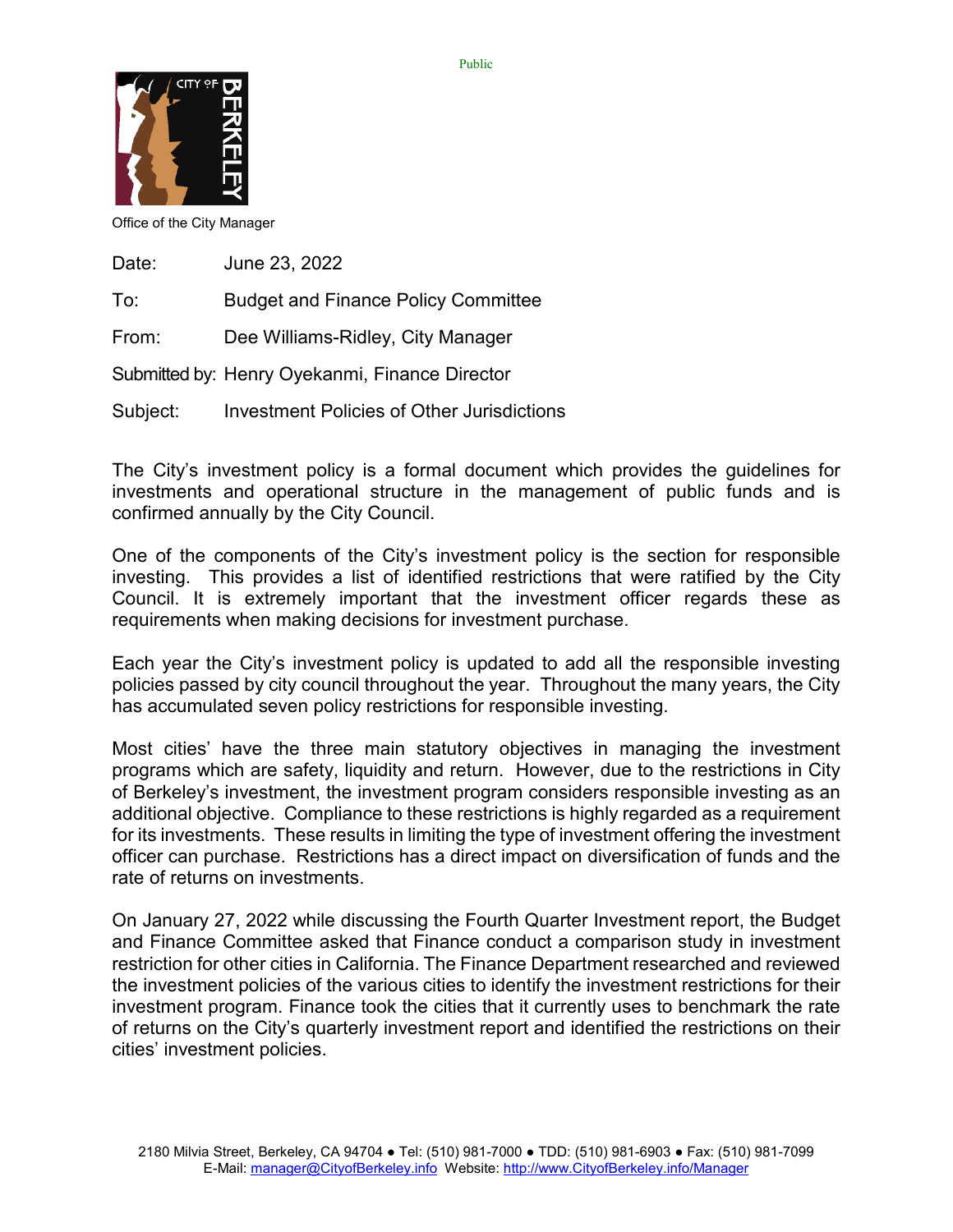Public

Office of the City Manager

Date: June 23, 2022

To: Budget and Finance Policy Committee

From: Dee Williams-Ridley, City Manager

Submitted by: Henry Oyekanmi, Finance Director

Subject: Investment Policies of Other Jurisdictions

The City's investment policy is a formal document which provides the guidelines for investments and operational structure in the management of public funds and is confirmed annually by the City Council.

One of the components of the City's investment policy is the section for responsible investing. This provides a list of identified restrictions that were ratified by the City Council. It is extremely important that the investment officer regards these as requirements when making decisions for investment purchase.

Each year the City's investment policy is updated to add all the responsible investing policies passed by city council throughout the year. Throughout the many years, the City has accumulated seven policy restrictions for responsible investing.

Most cities' have the three main statutory objectives in managing the investment programs which are safety, liquidity and return. However, due to the restrictions in City of Berkeley's investment, the investment program considers responsible investing as an additional objective. Compliance to these restrictions is highly regarded as a requirement for its investments. These results in limiting the type of investment offering the investment officer can purchase. Restrictions has a direct impact on diversification of funds and the rate of returns on investments.

On January 27, 2022 while discussing the Fourth Quarter Investment report, the Budget and Finance Committee asked that Finance conduct a comparison study in investment restriction for other cities in California. The Finance Department researched and reviewed the investment policies of the various cities to identify the investment restrictions for their investment program. Finance took the cities that it currently uses to benchmark the rate of returns on the City's quarterly investment report and identified the restrictions on their cities' investment policies.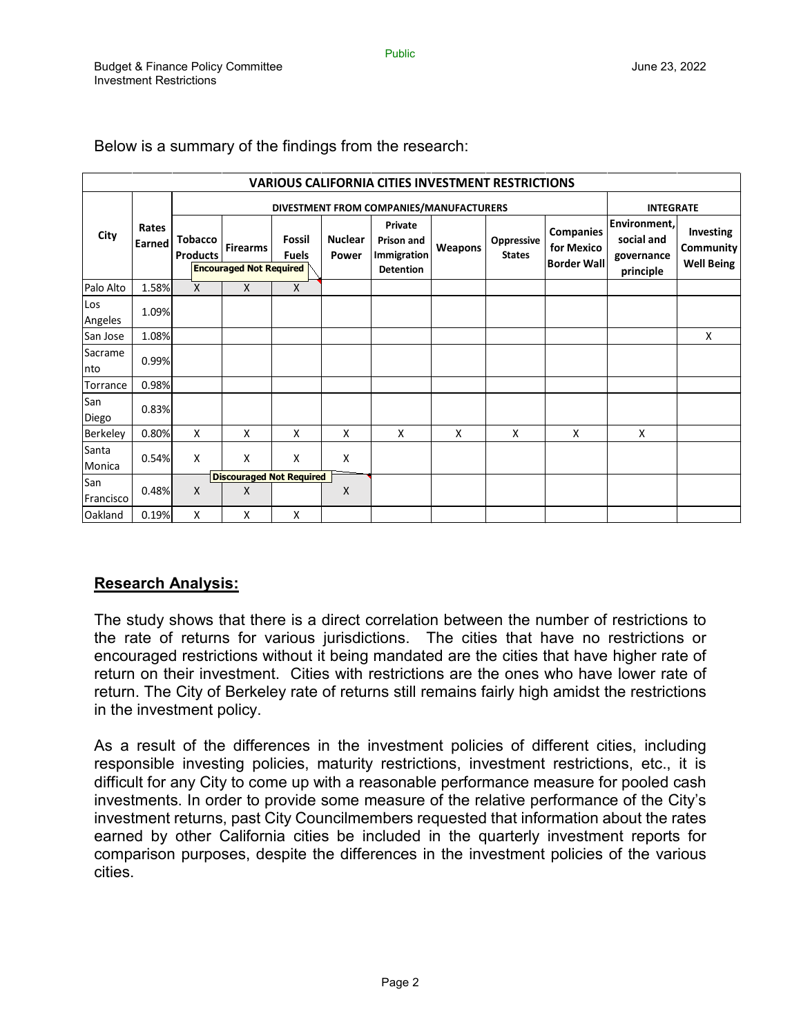Below is a summary of the findings from the research:

| VARIOUS CALIFORNIA CITIES INVESTMENT RESTRICTIONS | | | | | | | | | | | |
|---|---|---|---|---|---|---|---|---|---|---|---|
| City | Rates Earned | DIVESTMENT FROM COMPANIES/MANUFACTURERS | | | | | | | | INTEGRATE | |
| | | Tobacco Products | Firearms | Fossil Fuels | Nuclear Power | Private Prison and Immigration Detention | Weapons | Oppressive States | Companies for Mexico Border Wall | Environment, social and governance principle | Investing Community Well Being |
| Palo Alto | 1.58% | X (Encouraged Not Required) | X (Encouraged Not Required) | X (Encouraged Not Required) | | | | | | | |
| Los Angeles | 1.09% | | | | | | | | | | |
| San Jose | 1.08% | | | | | | | | | | X |
| Sacramento | 0.99% | | | | | | | | | | |
| Torrance | 0.98% | | | | | | | | | | |
| San Diego | 0.83% | | | | | | | | | | |
| Berkeley | 0.80% | X | X | X | X | X | X | X | X | X | |
| Santa Monica | 0.54% | X | X | X | X | | | | | | |
| San Francisco | 0.48% | X (Discouraged Not Required) | X (Discouraged Not Required) | | X (Discouraged Not Required) | | | | | | |
| Oakland | 0.19% | X | X | X | | | | | | | |

## Research Analysis:

The study shows that there is a direct correlation between the number of restrictions to the rate of returns for various jurisdictions. The cities that have no restrictions or encouraged restrictions without it being mandated are the cities that have higher rate of return on their investment. Cities with restrictions are the ones who have lower rate of return. The City of Berkeley rate of returns still remains fairly high amidst the restrictions in the investment policy.

As a result of the differences in the investment policies of different cities, including responsible investing policies, maturity restrictions, investment restrictions, etc., it is difficult for any City to come up with a reasonable performance measure for pooled cash investments. In order to provide some measure of the relative performance of the City's investment returns, past City Councilmembers requested that information about the rates earned by other California cities be included in the quarterly investment reports for comparison purposes, despite the differences in the investment policies of the various cities.